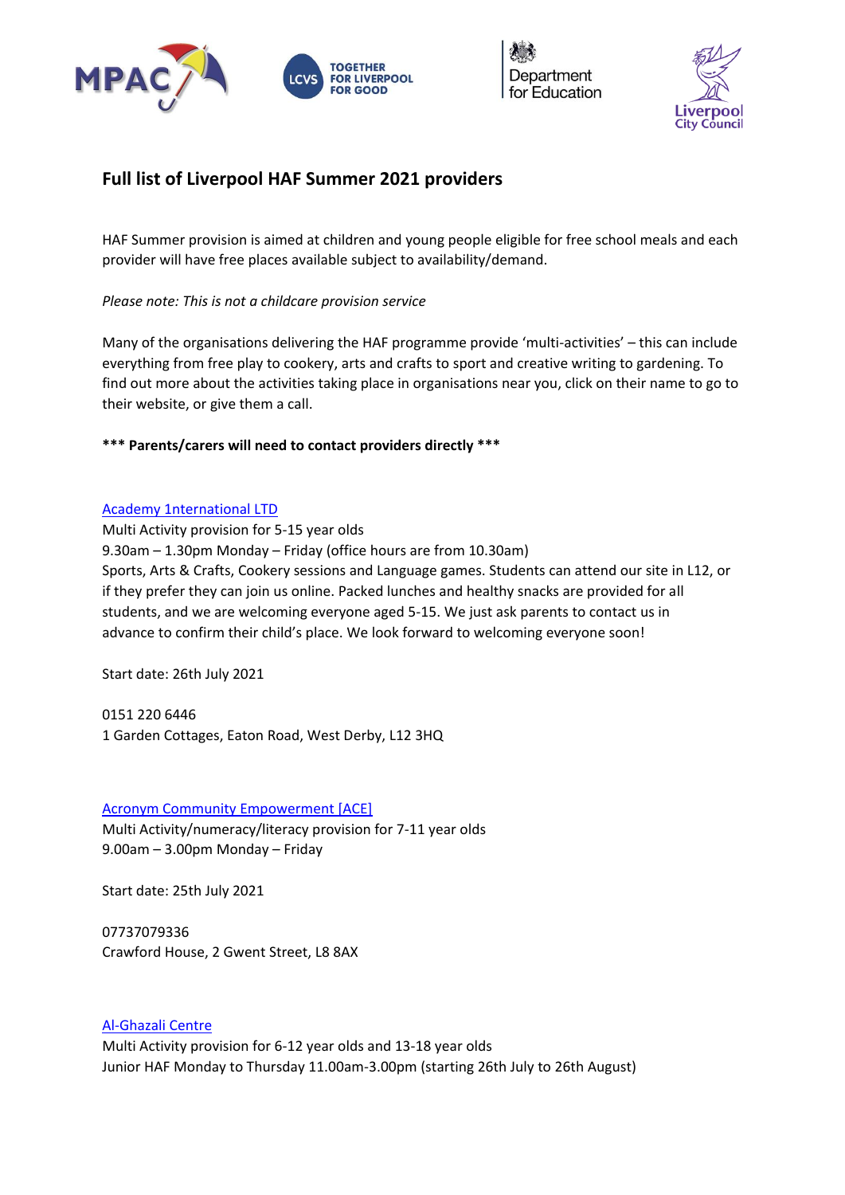# Full list of Liverpool HAF Summer 2021 providers

HAF Summer provision is aimed at children and young people eligible for free school meals and each provider will have free places available subject to availability/demand.

*Please note: This is not a childcare provision service*

Many of the organisations delivering the HAF programme provide 'multi-activities' – this can include everything from free play to cookery, arts and crafts to sport and creative writing to gardening. To find out more about the activities taking place in organisations near you, click on their name to go to their website, or give them a call.

**\*\*\* Parents/carers will need to contact providers directly \*\*\***

Academy 1nternational LTD
Multi Activity provision for 5-15 year olds
9.30am – 1.30pm Monday – Friday (office hours are from 10.30am)
Sports, Arts & Crafts, Cookery sessions and Language games. Students can attend our site in L12, or if they prefer they can join us online. Packed lunches and healthy snacks are provided for all students, and we are welcoming everyone aged 5-15. We just ask parents to contact us in advance to confirm their child's place. We look forward to welcoming everyone soon!

Start date: 26th July 2021

0151 220 6446
1 Garden Cottages, Eaton Road, West Derby, L12 3HQ

Acronym Community Empowerment [ACE]
Multi Activity/numeracy/literacy provision for 7-11 year olds
9.00am – 3.00pm Monday – Friday

Start date: 25th July 2021

07737079336
Crawford House, 2 Gwent Street, L8 8AX

Al-Ghazali Centre
Multi Activity provision for 6-12 year olds and 13-18 year olds
Junior HAF Monday to Thursday 11.00am-3.00pm (starting 26th July to 26th August)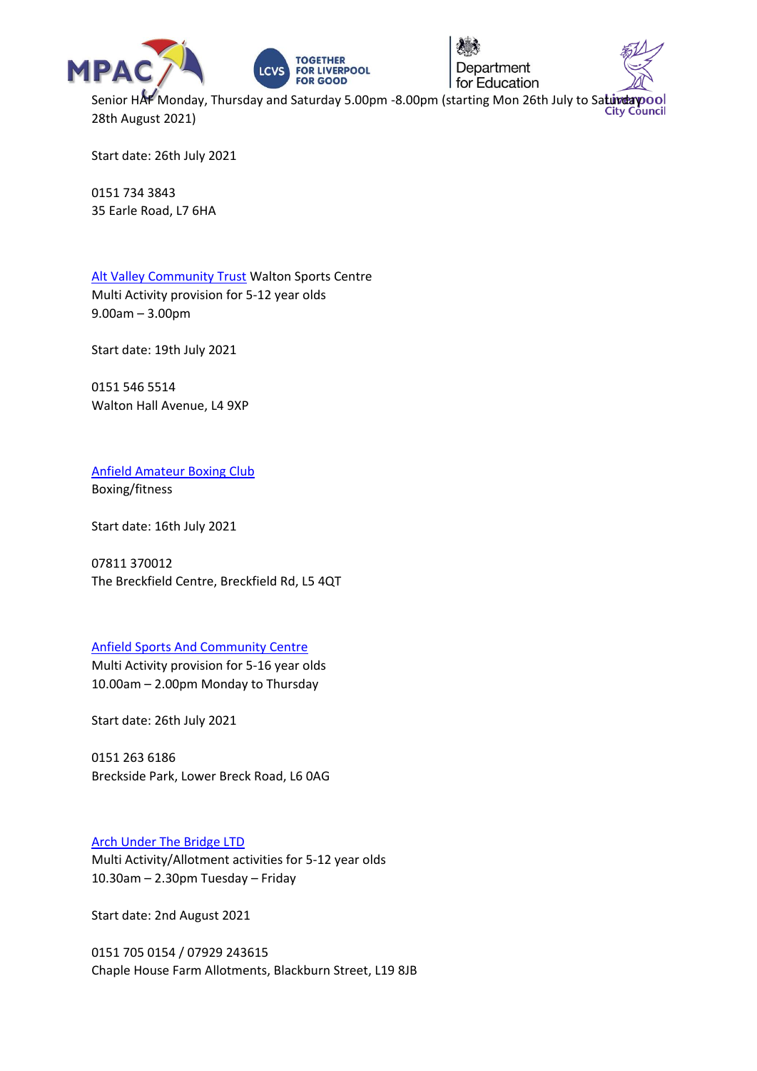Senior HAF Monday, Thursday and Saturday 5.00pm -8.00pm (starting Mon 26th July to Saturday 28th August 2021)

Start date: 26th July 2021

0151 734 3843
35 Earle Road, L7 6HA

Alt Valley Community Trust Walton Sports Centre
Multi Activity provision for 5-12 year olds
9.00am – 3.00pm

Start date: 19th July 2021

0151 546 5514
Walton Hall Avenue, L4 9XP

Anfield Amateur Boxing Club
Boxing/fitness

Start date: 16th July 2021

07811 370012
The Breckfield Centre, Breckfield Rd, L5 4QT

Anfield Sports And Community Centre
Multi Activity provision for 5-16 year olds
10.00am – 2.00pm Monday to Thursday

Start date: 26th July 2021

0151 263 6186
Breckside Park, Lower Breck Road, L6 0AG

Arch Under The Bridge LTD
Multi Activity/Allotment activities for 5-12 year olds
10.30am – 2.30pm Tuesday – Friday

Start date: 2nd August 2021

0151 705 0154 / 07929 243615
Chaple House Farm Allotments, Blackburn Street, L19 8JB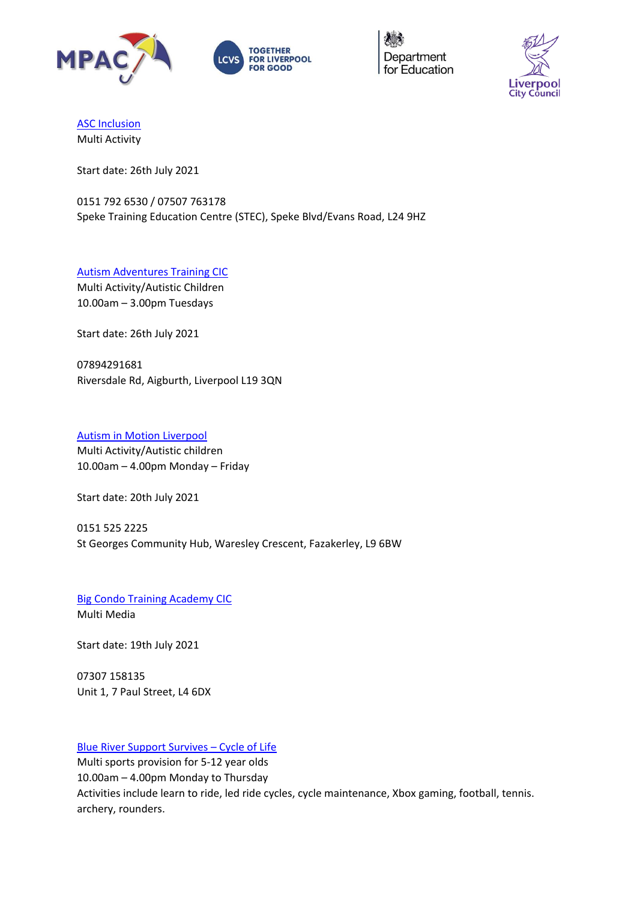[ASC Inclusion]
Multi Activity

Start date: 26th July 2021

0151 792 6530 / 07507 763178
Speke Training Education Centre (STEC), Speke Blvd/Evans Road, L24 9HZ

[Autism Adventures Training CIC]
Multi Activity/Autistic Children
10.00am – 3.00pm Tuesdays

Start date: 26th July 2021

07894291681
Riversdale Rd, Aigburth, Liverpool L19 3QN

[Autism in Motion Liverpool]
Multi Activity/Autistic children
10.00am – 4.00pm Monday – Friday

Start date: 20th July 2021

0151 525 2225
St Georges Community Hub, Waresley Crescent, Fazakerley, L9 6BW

[Big Condo Training Academy CIC]
Multi Media

Start date: 19th July 2021

07307 158135
Unit 1, 7 Paul Street, L4 6DX

[Blue River Support Survives – Cycle of Life]
Multi sports provision for 5-12 year olds
10.00am – 4.00pm Monday to Thursday
Activities include learn to ride, led ride cycles, cycle maintenance, Xbox gaming, football, tennis. archery, rounders.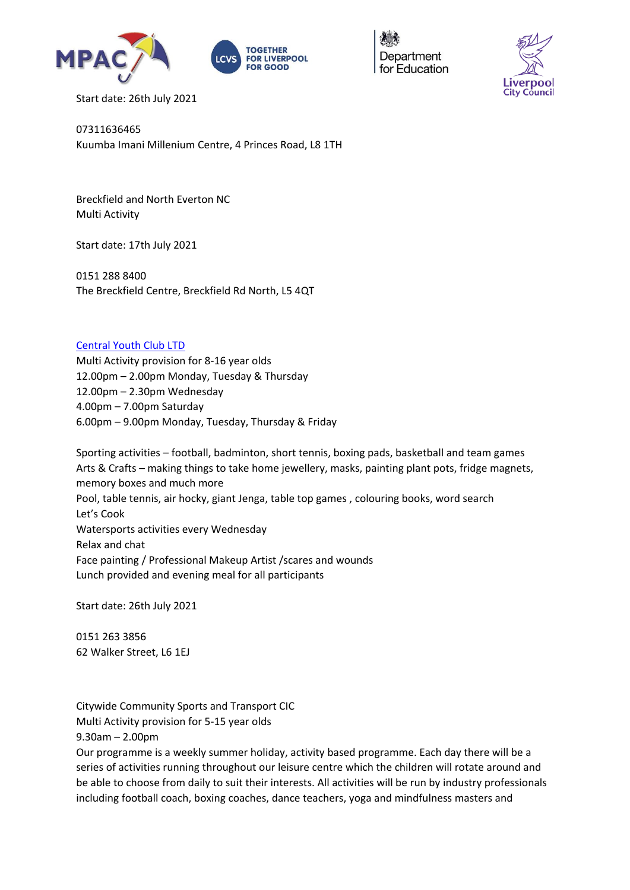Start date: 26th July 2021

07311636465
Kuumba Imani Millenium Centre, 4 Princes Road, L8 1TH

Breckfield and North Everton NC
Multi Activity

Start date: 17th July 2021

0151 288 8400
The Breckfield Centre, Breckfield Rd North, L5 4QT

Central Youth Club LTD
Multi Activity provision for 8-16 year olds
12.00pm – 2.00pm Monday, Tuesday & Thursday
12.00pm – 2.30pm Wednesday
4.00pm – 7.00pm Saturday
6.00pm – 9.00pm Monday, Tuesday, Thursday & Friday

Sporting activities – football, badminton, short tennis, boxing pads, basketball and team games
Arts & Crafts – making things to take home jewellery, masks, painting plant pots, fridge magnets, memory boxes and much more
Pool, table tennis, air hocky, giant Jenga, table top games , colouring books, word search
Let's Cook
Watersports activities every Wednesday
Relax and chat
Face painting / Professional Makeup Artist /scares and wounds
Lunch provided and evening meal for all participants

Start date: 26th July 2021

0151 263 3856
62 Walker Street, L6 1EJ

Citywide Community Sports and Transport CIC
Multi Activity provision for 5-15 year olds
9.30am – 2.00pm
Our programme is a weekly summer holiday, activity based programme. Each day there will be a series of activities running throughout our leisure centre which the children will rotate around and be able to choose from daily to suit their interests. All activities will be run by industry professionals including football coach, boxing coaches, dance teachers, yoga and mindfulness masters and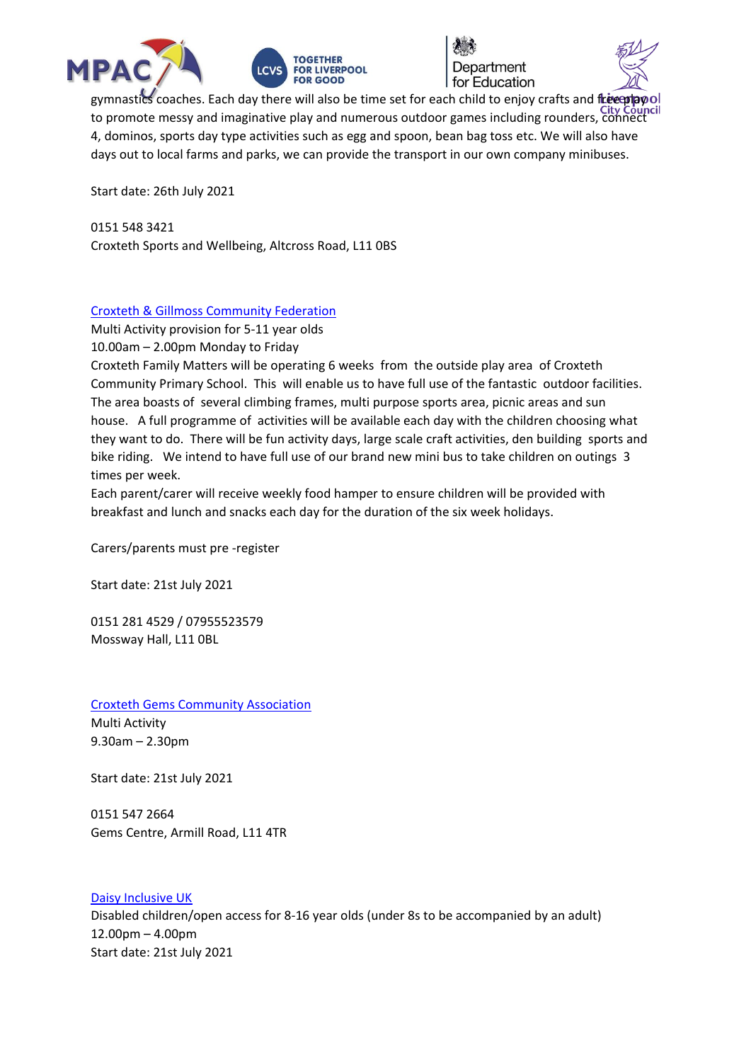gymnastics coaches. Each day there will also be time set for each child to enjoy crafts and free play to promote messy and imaginative play and numerous outdoor games including rounders, connect 4, dominos, sports day type activities such as egg and spoon, bean bag toss etc. We will also have days out to local farms and parks, we can provide the transport in our own company minibuses.

Start date: 26th July 2021

0151 548 3421
Croxteth Sports and Wellbeing, Altcross Road, L11 0BS

[Croxteth & Gillmoss Community Federation]
Multi Activity provision for 5-11 year olds
10.00am – 2.00pm Monday to Friday
Croxteth Family Matters will be operating 6 weeks from the outside play area of Croxteth Community Primary School. This will enable us to have full use of the fantastic outdoor facilities. The area boasts of several climbing frames, multi purpose sports area, picnic areas and sun house. A full programme of activities will be available each day with the children choosing what they want to do. There will be fun activity days, large scale craft activities, den building sports and bike riding. We intend to have full use of our brand new mini bus to take children on outings 3 times per week.
Each parent/carer will receive weekly food hamper to ensure children will be provided with breakfast and lunch and snacks each day for the duration of the six week holidays.

Carers/parents must pre -register

Start date: 21st July 2021

0151 281 4529 / 07955523579
Mossway Hall, L11 0BL

[Croxteth Gems Community Association]
Multi Activity
9.30am – 2.30pm

Start date: 21st July 2021

0151 547 2664
Gems Centre, Armill Road, L11 4TR

[Daisy Inclusive UK]
Disabled children/open access for 8-16 year olds (under 8s to be accompanied by an adult)
12.00pm – 4.00pm
Start date: 21st July 2021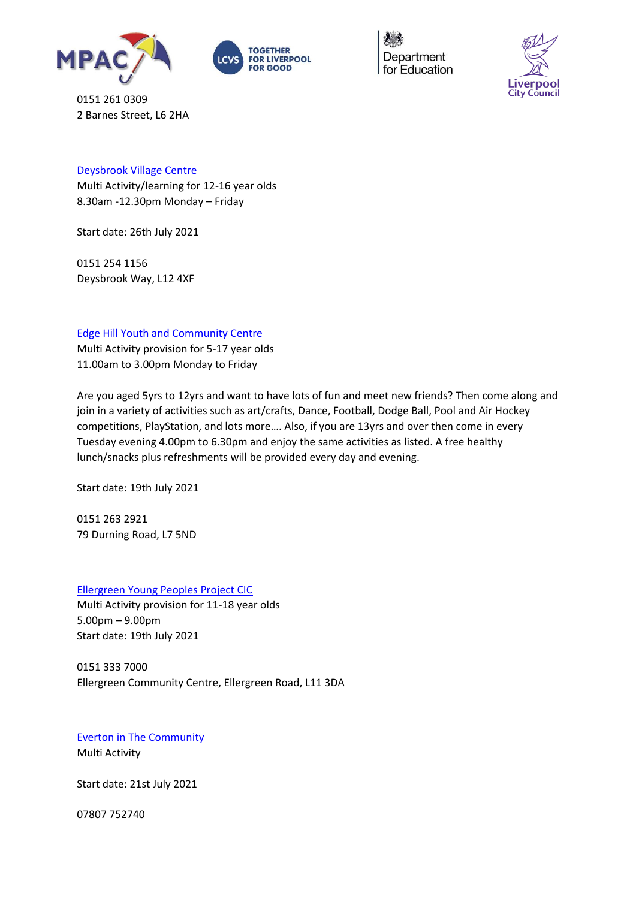0151 261 0309
2 Barnes Street, L6 2HA

[Deysbrook Village Centre]
Multi Activity/learning for 12-16 year olds
8.30am -12.30pm Monday – Friday

Start date: 26th July 2021

0151 254 1156
Deysbrook Way, L12 4XF

[Edge Hill Youth and Community Centre]
Multi Activity provision for 5-17 year olds
11.00am to 3.00pm Monday to Friday

Are you aged 5yrs to 12yrs and want to have lots of fun and meet new friends? Then come along and join in a variety of activities such as art/crafts, Dance, Football, Dodge Ball, Pool and Air Hockey competitions, PlayStation, and lots more…. Also, if you are 13yrs and over then come in every Tuesday evening 4.00pm to 6.30pm and enjoy the same activities as listed. A free healthy lunch/snacks plus refreshments will be provided every day and evening.

Start date: 19th July 2021

0151 263 2921
79 Durning Road, L7 5ND

[Ellergreen Young Peoples Project CIC]
Multi Activity provision for 11-18 year olds
5.00pm – 9.00pm
Start date: 19th July 2021

0151 333 7000
Ellergreen Community Centre, Ellergreen Road, L11 3DA

[Everton in The Community]
Multi Activity

Start date: 21st July 2021

07807 752740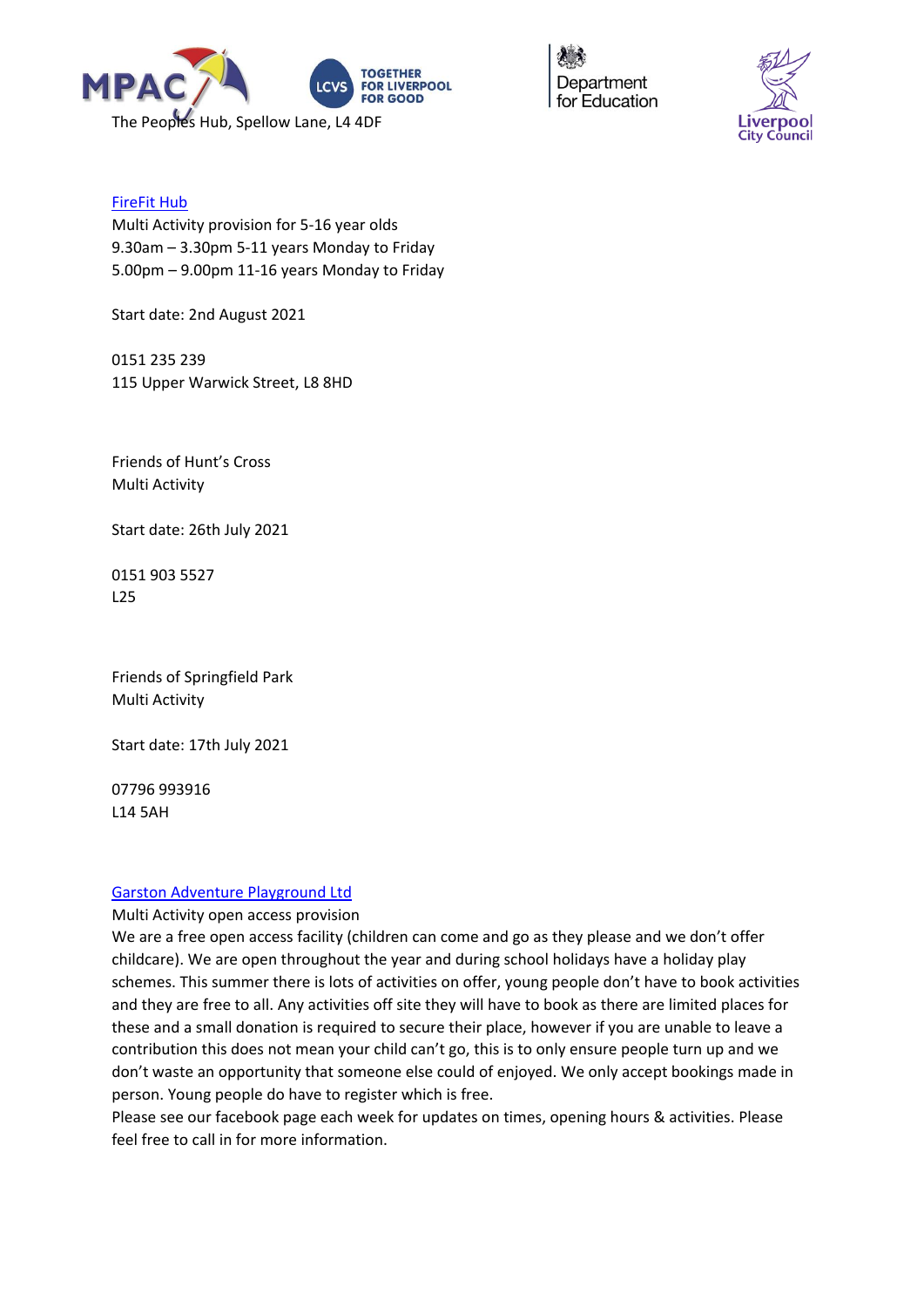The Peoples Hub, Spellow Lane, L4 4DF

[FireFit Hub]
Multi Activity provision for 5-16 year olds
9.30am – 3.30pm 5-11 years Monday to Friday
5.00pm – 9.00pm 11-16 years Monday to Friday

Start date: 2nd August 2021

0151 235 239
115 Upper Warwick Street, L8 8HD

Friends of Hunt's Cross
Multi Activity

Start date: 26th July 2021

0151 903 5527
L25

Friends of Springfield Park
Multi Activity

Start date: 17th July 2021

07796 993916
L14 5AH

[Garston Adventure Playground Ltd]
Multi Activity open access provision
We are a free open access facility (children can come and go as they please and we don't offer childcare). We are open throughout the year and during school holidays have a holiday play schemes. This summer there is lots of activities on offer, young people don't have to book activities and they are free to all. Any activities off site they will have to book as there are limited places for these and a small donation is required to secure their place, however if you are unable to leave a contribution this does not mean your child can't go, this is to only ensure people turn up and we don't waste an opportunity that someone else could of enjoyed. We only accept bookings made in person. Young people do have to register which is free.
Please see our facebook page each week for updates on times, opening hours & activities. Please feel free to call in for more information.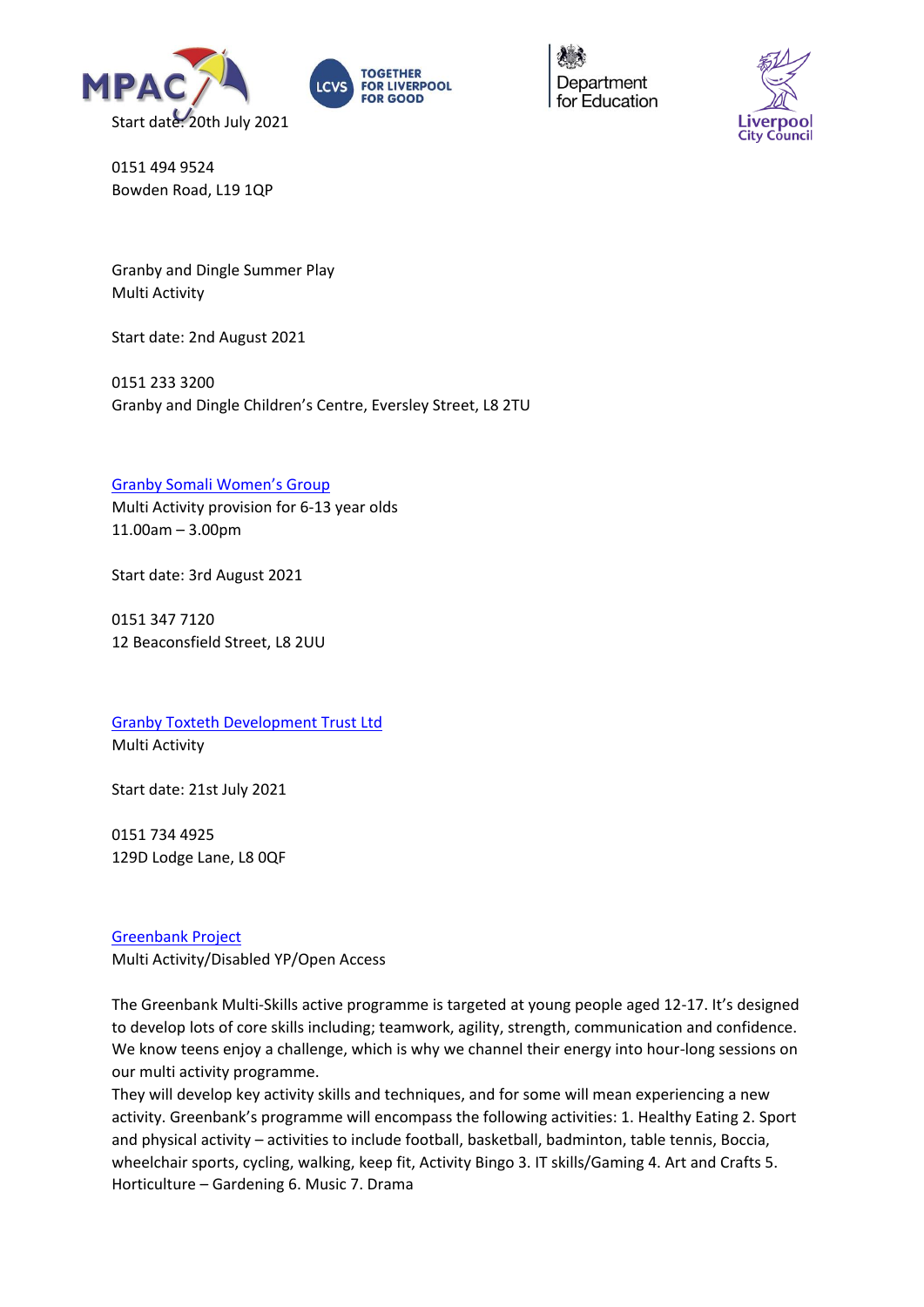Start date: 20th July 2021

0151 494 9524
Bowden Road, L19 1QP

Granby and Dingle Summer Play
Multi Activity

Start date: 2nd August 2021

0151 233 3200
Granby and Dingle Children's Centre, Eversley Street, L8 2TU

Granby Somali Women's Group
Multi Activity provision for 6-13 year olds
11.00am – 3.00pm

Start date: 3rd August 2021

0151 347 7120
12 Beaconsfield Street, L8 2UU

Granby Toxteth Development Trust Ltd
Multi Activity

Start date: 21st July 2021

0151 734 4925
129D Lodge Lane, L8 0QF

Greenbank Project
Multi Activity/Disabled YP/Open Access

The Greenbank Multi-Skills active programme is targeted at young people aged 12-17. It's designed to develop lots of core skills including; teamwork, agility, strength, communication and confidence. We know teens enjoy a challenge, which is why we channel their energy into hour-long sessions on our multi activity programme.
They will develop key activity skills and techniques, and for some will mean experiencing a new activity. Greenbank's programme will encompass the following activities: 1. Healthy Eating 2. Sport and physical activity – activities to include football, basketball, badminton, table tennis, Boccia, wheelchair sports, cycling, walking, keep fit, Activity Bingo 3. IT skills/Gaming 4. Art and Crafts 5. Horticulture – Gardening 6. Music 7. Drama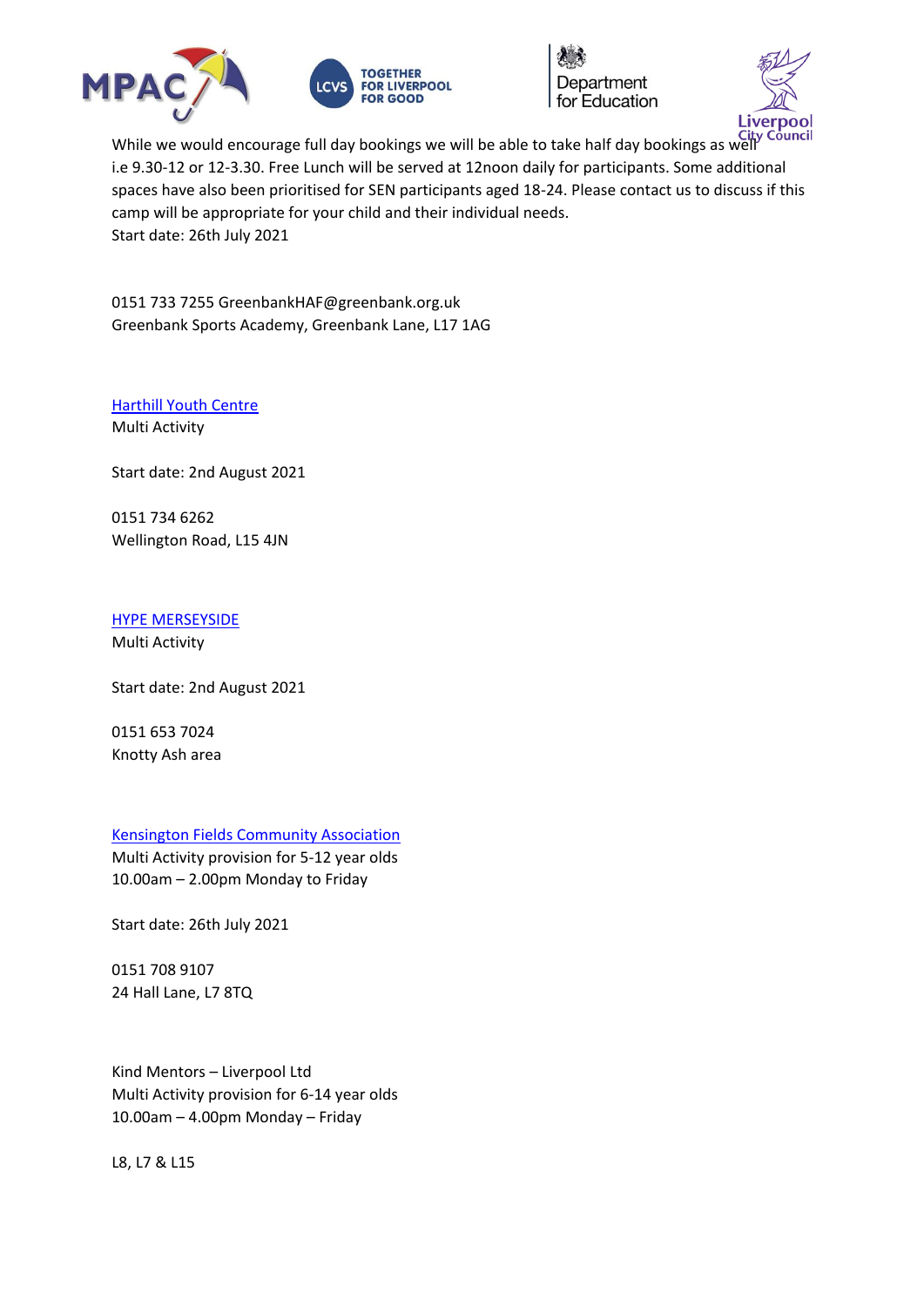While we would encourage full day bookings we will be able to take half day bookings as well i.e 9.30-12 or 12-3.30. Free Lunch will be served at 12noon daily for participants. Some additional spaces have also been prioritised for SEN participants aged 18-24. Please contact us to discuss if this camp will be appropriate for your child and their individual needs.
Start date: 26th July 2021

0151 733 7255 GreenbankHAF@greenbank.org.uk
Greenbank Sports Academy, Greenbank Lane, L17 1AG

Harthill Youth Centre
Multi Activity

Start date: 2nd August 2021

0151 734 6262
Wellington Road, L15 4JN

HYPE MERSEYSIDE
Multi Activity

Start date: 2nd August 2021

0151 653 7024
Knotty Ash area

Kensington Fields Community Association
Multi Activity provision for 5-12 year olds
10.00am – 2.00pm Monday to Friday

Start date: 26th July 2021

0151 708 9107
24 Hall Lane, L7 8TQ

Kind Mentors – Liverpool Ltd
Multi Activity provision for 6-14 year olds
10.00am – 4.00pm Monday – Friday

L8, L7 & L15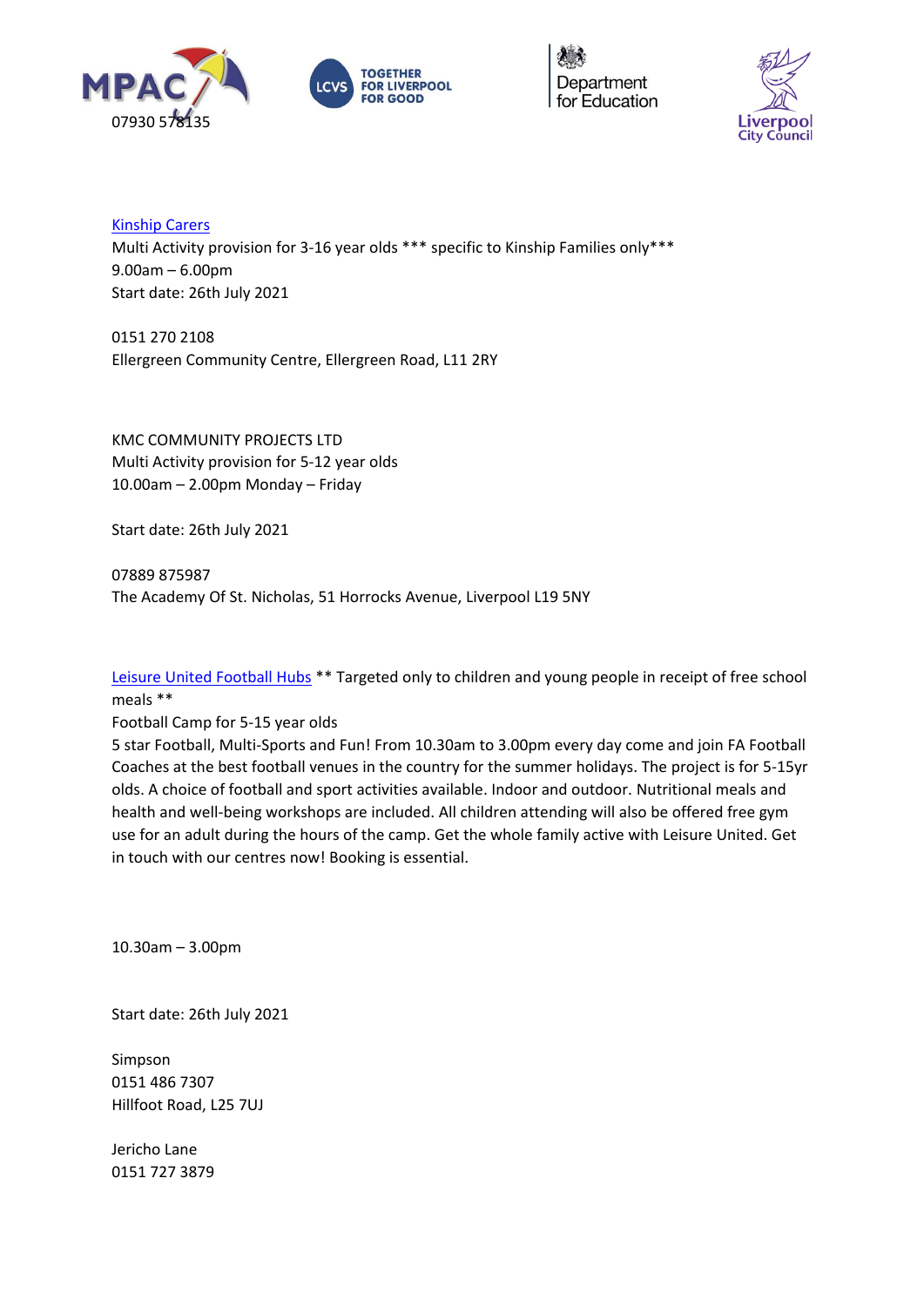MPAC 07930 578135

[Kinship Carers]
Multi Activity provision for 3-16 year olds *** specific to Kinship Families only***
9.00am – 6.00pm
Start date: 26th July 2021

0151 270 2108
Ellergreen Community Centre, Ellergreen Road, L11 2RY

KMC COMMUNITY PROJECTS LTD
Multi Activity provision for 5-12 year olds
10.00am – 2.00pm Monday – Friday

Start date: 26th July 2021

07889 875987
The Academy Of St. Nicholas, 51 Horrocks Avenue, Liverpool L19 5NY

[Leisure United Football Hubs] ** Targeted only to children and young people in receipt of free school meals **
Football Camp for 5-15 year olds
5 star Football, Multi-Sports and Fun! From 10.30am to 3.00pm every day come and join FA Football Coaches at the best football venues in the country for the summer holidays. The project is for 5-15yr olds. A choice of football and sport activities available. Indoor and outdoor. Nutritional meals and health and well-being workshops are included. All children attending will also be offered free gym use for an adult during the hours of the camp. Get the whole family active with Leisure United. Get in touch with our centres now! Booking is essential.

10.30am – 3.00pm

Start date: 26th July 2021

Simpson
0151 486 7307
Hillfoot Road, L25 7UJ

Jericho Lane
0151 727 3879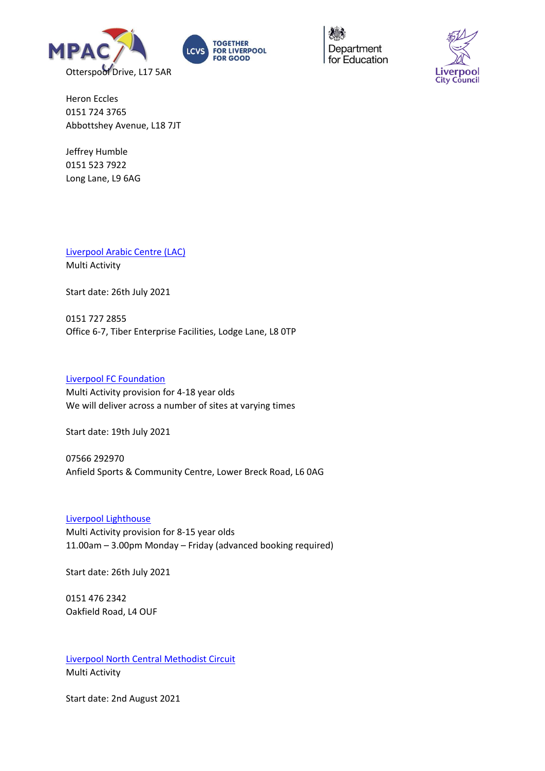Otterspool Drive, L17 5AR

Heron Eccles
0151 724 3765
Abbottshey Avenue, L18 7JT

Jeffrey Humble
0151 523 7922
Long Lane, L9 6AG

Liverpool Arabic Centre (LAC)
Multi Activity

Start date: 26th July 2021

0151 727 2855
Office 6-7, Tiber Enterprise Facilities, Lodge Lane, L8 0TP

Liverpool FC Foundation
Multi Activity provision for 4-18 year olds
We will deliver across a number of sites at varying times

Start date: 19th July 2021

07566 292970
Anfield Sports & Community Centre, Lower Breck Road, L6 0AG

Liverpool Lighthouse
Multi Activity provision for 8-15 year olds
11.00am – 3.00pm Monday – Friday (advanced booking required)

Start date: 26th July 2021

0151 476 2342
Oakfield Road, L4 0UF

Liverpool North Central Methodist Circuit
Multi Activity

Start date: 2nd August 2021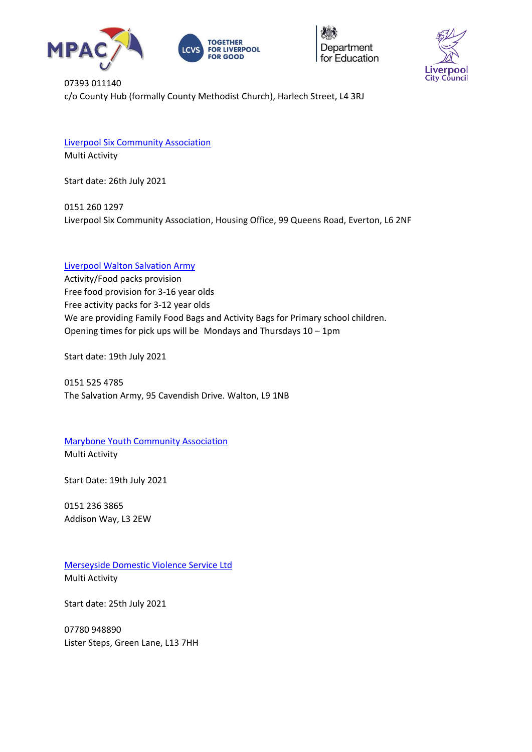07393 011140
c/o County Hub (formally County Methodist Church), Harlech Street, L4 3RJ

Liverpool Six Community Association
Multi Activity

Start date: 26th July 2021

0151 260 1297
Liverpool Six Community Association, Housing Office, 99 Queens Road, Everton, L6 2NF

Liverpool Walton Salvation Army
Activity/Food packs provision
Free food provision for 3-16 year olds
Free activity packs for 3-12 year olds
We are providing Family Food Bags and Activity Bags for Primary school children.
Opening times for pick ups will be Mondays and Thursdays 10 – 1pm

Start date: 19th July 2021

0151 525 4785
The Salvation Army, 95 Cavendish Drive. Walton, L9 1NB

Marybone Youth Community Association
Multi Activity

Start Date: 19th July 2021

0151 236 3865
Addison Way, L3 2EW

Merseyside Domestic Violence Service Ltd
Multi Activity

Start date: 25th July 2021

07780 948890
Lister Steps, Green Lane, L13 7HH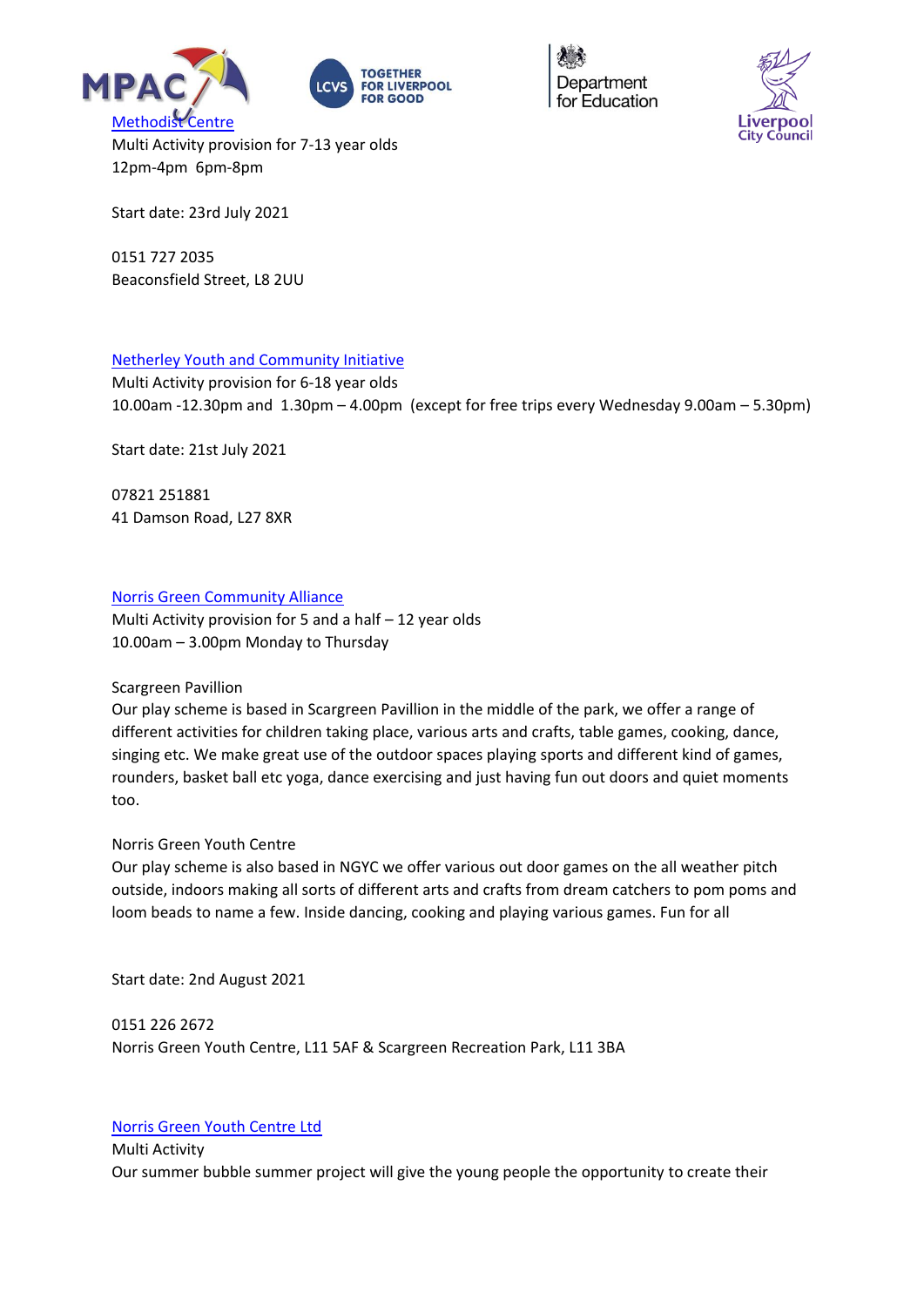Methodist Centre

Multi Activity provision for 7-13 year olds

12pm-4pm  6pm-8pm

Start date: 23rd July 2021

0151 727 2035

Beaconsfield Street, L8 2UU

Netherley Youth and Community Initiative

Multi Activity provision for 6-18 year olds

10.00am -12.30pm and  1.30pm – 4.00pm  (except for free trips every Wednesday 9.00am – 5.30pm)

Start date: 21st July 2021

07821 251881

41 Damson Road, L27 8XR

Norris Green Community Alliance

Multi Activity provision for 5 and a half – 12 year olds

10.00am – 3.00pm Monday to Thursday

Scargreen Pavillion

Our play scheme is based in Scargreen Pavillion in the middle of the park, we offer a range of different activities for children taking place, various arts and crafts, table games, cooking, dance, singing etc. We make great use of the outdoor spaces playing sports and different kind of games, rounders, basket ball etc yoga, dance exercising and just having fun out doors and quiet moments too.

Norris Green Youth Centre

Our play scheme is also based in NGYC we offer various out door games on the all weather pitch outside, indoors making all sorts of different arts and crafts from dream catchers to pom poms and loom beads to name a few. Inside dancing, cooking and playing various games. Fun for all

Start date: 2nd August 2021

0151 226 2672

Norris Green Youth Centre, L11 5AF & Scargreen Recreation Park, L11 3BA

Norris Green Youth Centre Ltd

Multi Activity

Our summer bubble summer project will give the young people the opportunity to create their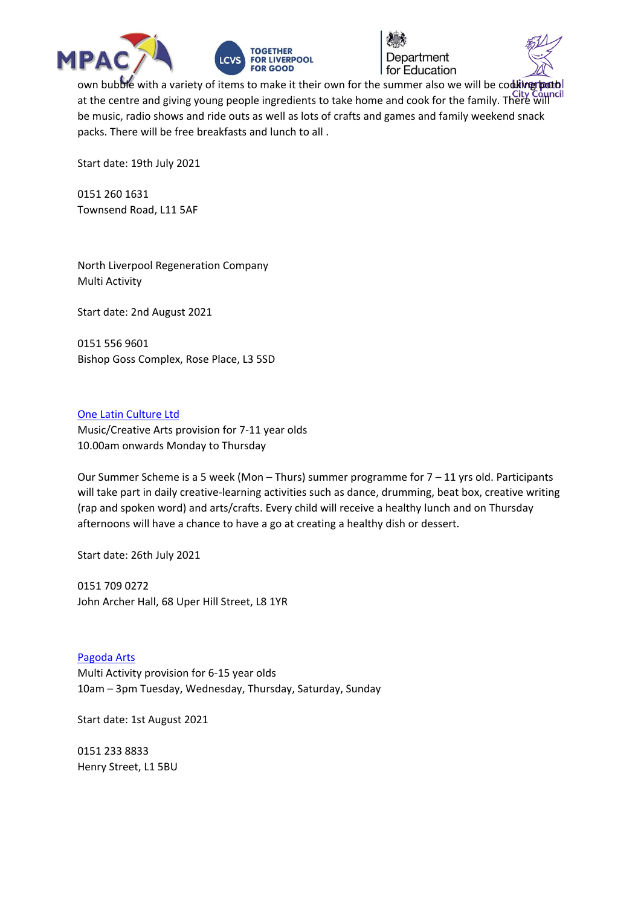own bubble with a variety of items to make it their own for the summer also we will be cooking both at the centre and giving young people ingredients to take home and cook for the family. There will be music, radio shows and ride outs as well as lots of crafts and games and family weekend snack packs. There will be free breakfasts and lunch to all .

Start date: 19th July 2021

0151 260 1631
Townsend Road, L11 5AF

North Liverpool Regeneration Company
Multi Activity

Start date: 2nd August 2021

0151 556 9601
Bishop Goss Complex, Rose Place, L3 5SD

One Latin Culture Ltd
Music/Creative Arts provision for 7-11 year olds
10.00am onwards Monday to Thursday

Our Summer Scheme is a 5 week (Mon – Thurs) summer programme for 7 – 11 yrs old. Participants will take part in daily creative-learning activities such as dance, drumming, beat box, creative writing (rap and spoken word) and arts/crafts. Every child will receive a healthy lunch and on Thursday afternoons will have a chance to have a go at creating a healthy dish or dessert.

Start date: 26th July 2021

0151 709 0272
John Archer Hall, 68 Uper Hill Street, L8 1YR

Pagoda Arts
Multi Activity provision for 6-15 year olds
10am – 3pm Tuesday, Wednesday, Thursday, Saturday, Sunday

Start date: 1st August 2021

0151 233 8833
Henry Street, L1 5BU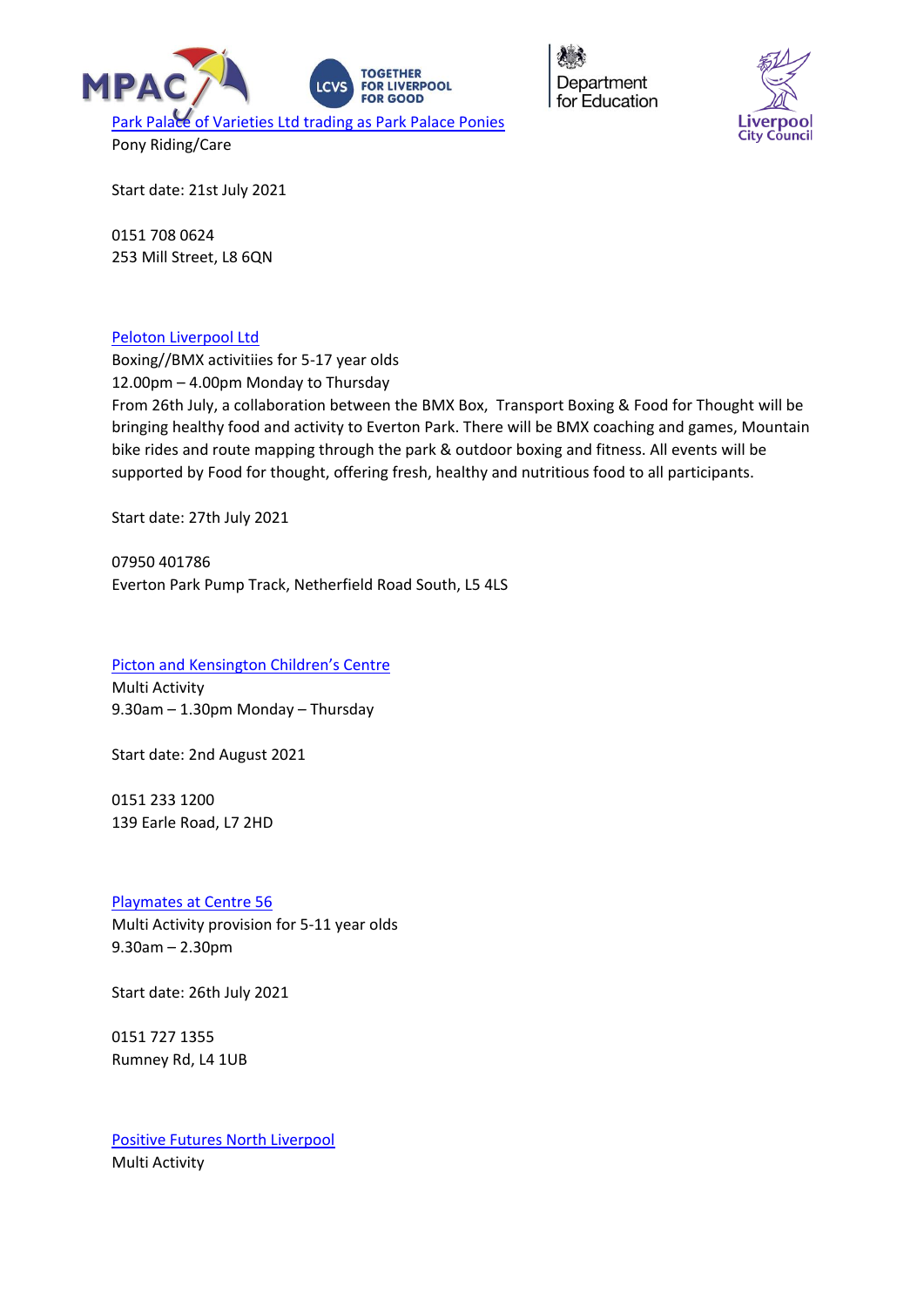[Park Palace of Varieties Ltd trading as Park Palace Ponies]
Pony Riding/Care

Start date: 21st July 2021

0151 708 0624
253 Mill Street, L8 6QN

[Peloton Liverpool Ltd]
Boxing//BMX activitiies for 5-17 year olds
12.00pm – 4.00pm Monday to Thursday
From 26th July, a collaboration between the BMX Box,  Transport Boxing & Food for Thought will be bringing healthy food and activity to Everton Park. There will be BMX coaching and games, Mountain bike rides and route mapping through the park & outdoor boxing and fitness. All events will be supported by Food for thought, offering fresh, healthy and nutritious food to all participants.

Start date: 27th July 2021

07950 401786
Everton Park Pump Track, Netherfield Road South, L5 4LS

[Picton and Kensington Children's Centre]
Multi Activity
9.30am – 1.30pm Monday – Thursday

Start date: 2nd August 2021

0151 233 1200
139 Earle Road, L7 2HD

[Playmates at Centre 56]
Multi Activity provision for 5-11 year olds
9.30am – 2.30pm

Start date: 26th July 2021

0151 727 1355
Rumney Rd, L4 1UB

[Positive Futures North Liverpool]
Multi Activity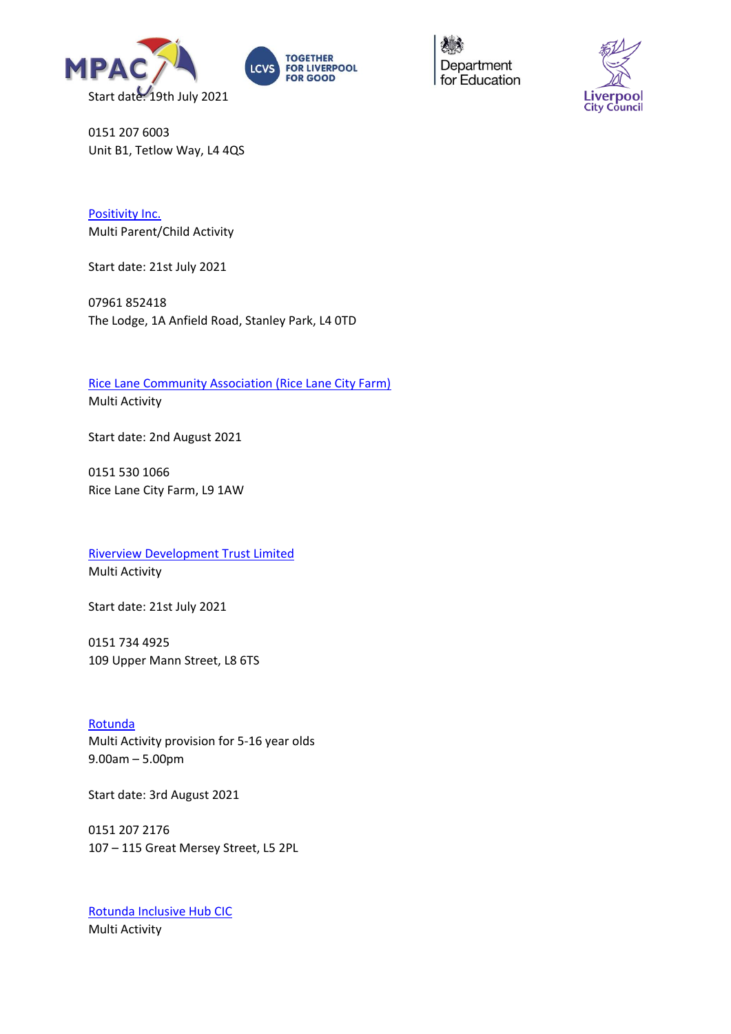Start date: 19th July 2021

0151 207 6003
Unit B1, Tetlow Way, L4 4QS

[Positivity Inc.]
Multi Parent/Child Activity

Start date: 21st July 2021

07961 852418
The Lodge, 1A Anfield Road, Stanley Park, L4 0TD

[Rice Lane Community Association (Rice Lane City Farm)]
Multi Activity

Start date: 2nd August 2021

0151 530 1066
Rice Lane City Farm, L9 1AW

[Riverview Development Trust Limited]
Multi Activity

Start date: 21st July 2021

0151 734 4925
109 Upper Mann Street, L8 6TS

[Rotunda]
Multi Activity provision for 5-16 year olds
9.00am – 5.00pm

Start date: 3rd August 2021

0151 207 2176
107 – 115 Great Mersey Street, L5 2PL

[Rotunda Inclusive Hub CIC]
Multi Activity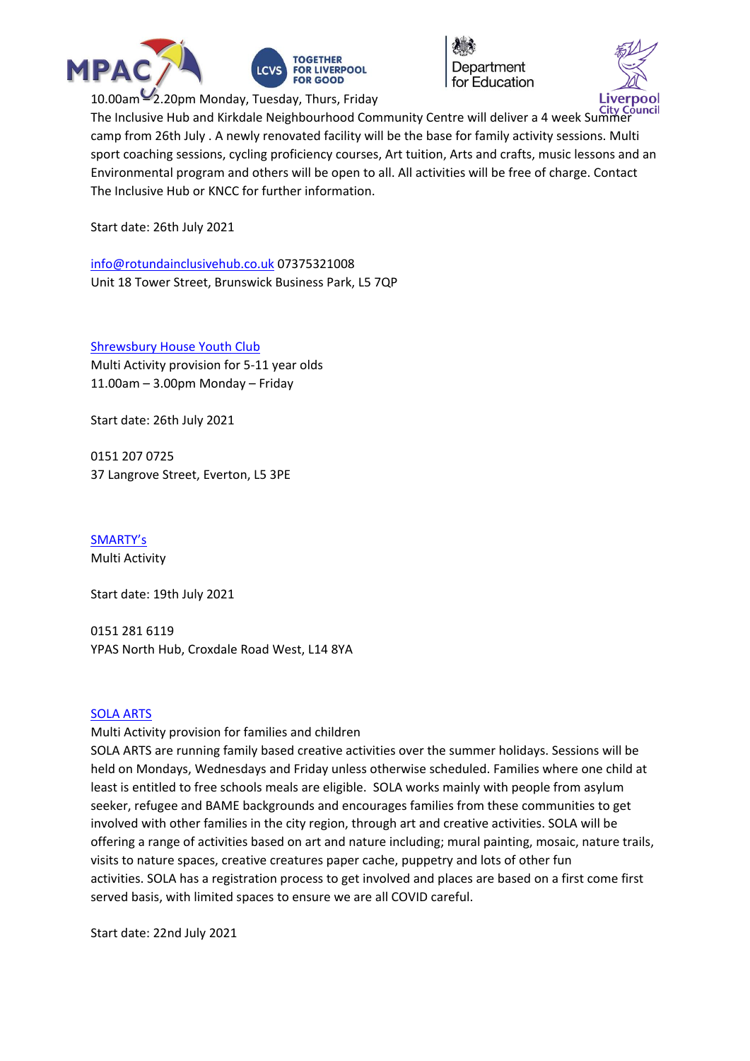10.00am – 2.20pm Monday, Tuesday, Thurs, Friday

The Inclusive Hub and Kirkdale Neighbourhood Community Centre will deliver a 4 week Summer camp from 26th July . A newly renovated facility will be the base for family activity sessions. Multi sport coaching sessions, cycling proficiency courses, Art tuition, Arts and crafts, music lessons and an Environmental program and others will be open to all. All activities will be free of charge. Contact The Inclusive Hub or KNCC for further information.

Start date: 26th July 2021

info@rotundainclusivehub.co.uk 07375321008
Unit 18 Tower Street, Brunswick Business Park, L5 7QP

Shrewsbury House Youth Club
Multi Activity provision for 5-11 year olds
11.00am – 3.00pm Monday – Friday

Start date: 26th July 2021

0151 207 0725
37 Langrove Street, Everton, L5 3PE

SMARTY's
Multi Activity

Start date: 19th July 2021

0151 281 6119
YPAS North Hub, Croxdale Road West, L14 8YA

SOLA ARTS
Multi Activity provision for families and children
SOLA ARTS are running family based creative activities over the summer holidays. Sessions will be held on Mondays, Wednesdays and Friday unless otherwise scheduled. Families where one child at least is entitled to free schools meals are eligible. SOLA works mainly with people from asylum seeker, refugee and BAME backgrounds and encourages families from these communities to get involved with other families in the city region, through art and creative activities. SOLA will be offering a range of activities based on art and nature including; mural painting, mosaic, nature trails, visits to nature spaces, creative creatures paper cache, puppetry and lots of other fun activities. SOLA has a registration process to get involved and places are based on a first come first served basis, with limited spaces to ensure we are all COVID careful.

Start date: 22nd July 2021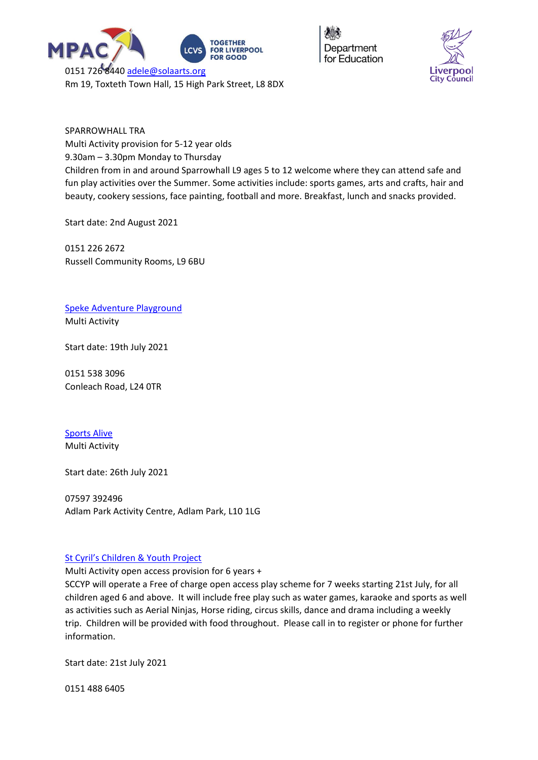0151 726 8440 adele@solaarts.org
Rm 19, Toxteth Town Hall, 15 High Park Street, L8 8DX

SPARROWHALL TRA
Multi Activity provision for 5-12 year olds
9.30am – 3.30pm Monday to Thursday
Children from in and around Sparrowhall L9 ages 5 to 12 welcome where they can attend safe and fun play activities over the Summer. Some activities include: sports games, arts and crafts, hair and beauty, cookery sessions, face painting, football and more. Breakfast, lunch and snacks provided.

Start date: 2nd August 2021

0151 226 2672
Russell Community Rooms, L9 6BU

Speke Adventure Playground
Multi Activity

Start date: 19th July 2021

0151 538 3096
Conleach Road, L24 0TR

Sports Alive
Multi Activity

Start date: 26th July 2021

07597 392496
Adlam Park Activity Centre, Adlam Park, L10 1LG

St Cyril's Children & Youth Project
Multi Activity open access provision for 6 years +
SCCYP will operate a Free of charge open access play scheme for 7 weeks starting 21st July, for all children aged 6 and above. It will include free play such as water games, karaoke and sports as well as activities such as Aerial Ninjas, Horse riding, circus skills, dance and drama including a weekly trip. Children will be provided with food throughout. Please call in to register or phone for further information.

Start date: 21st July 2021

0151 488 6405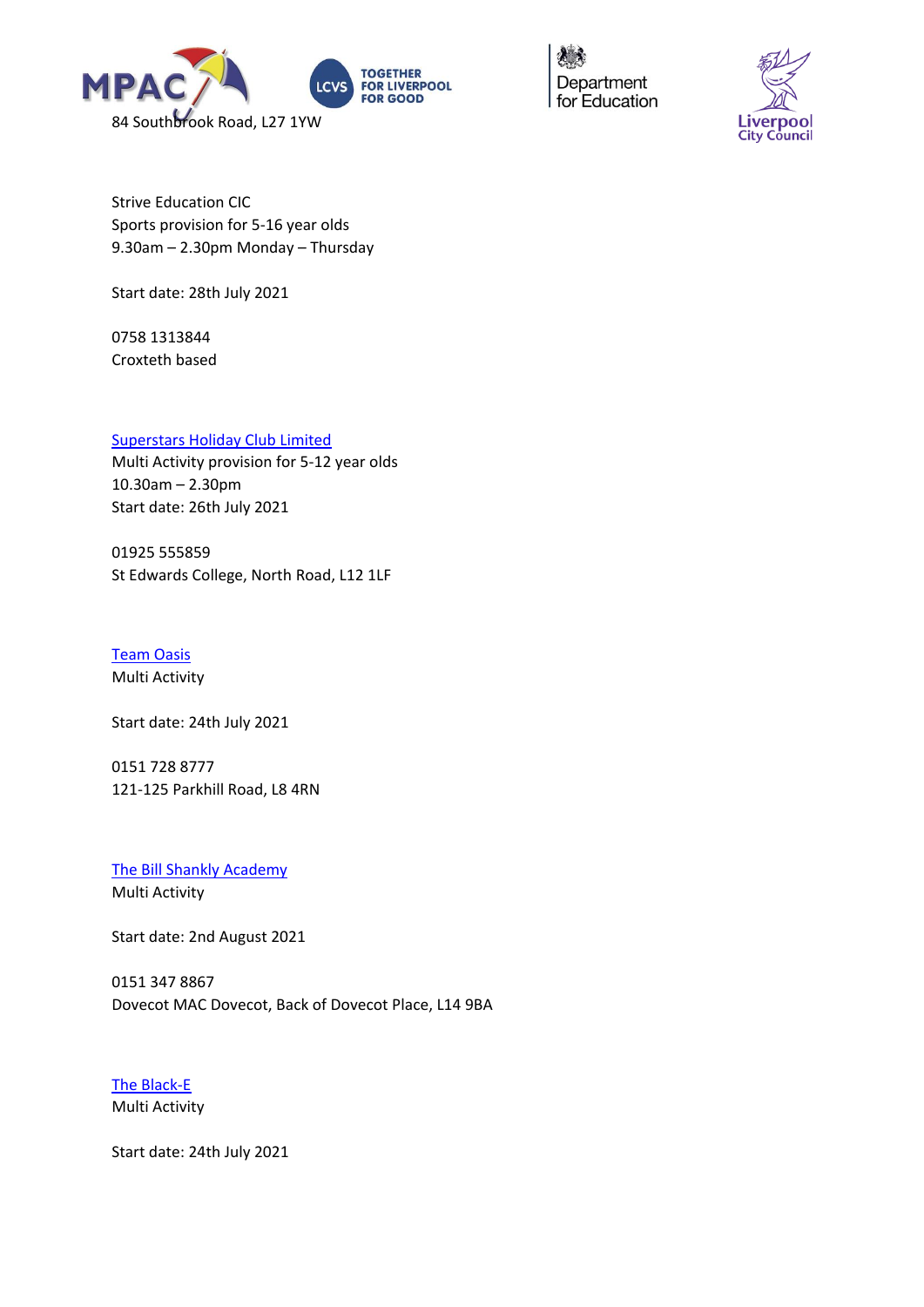84 Southbrook Road, L27 1YW

Strive Education CIC
Sports provision for 5-16 year olds
9.30am – 2.30pm Monday – Thursday

Start date: 28th July 2021

0758 1313844
Croxteth based

Superstars Holiday Club Limited
Multi Activity provision for 5-12 year olds
10.30am – 2.30pm
Start date: 26th July 2021

01925 555859
St Edwards College, North Road, L12 1LF

Team Oasis
Multi Activity

Start date: 24th July 2021

0151 728 8777
121-125 Parkhill Road, L8 4RN

The Bill Shankly Academy
Multi Activity

Start date: 2nd August 2021

0151 347 8867
Dovecot MAC Dovecot, Back of Dovecot Place, L14 9BA

The Black-E
Multi Activity

Start date: 24th July 2021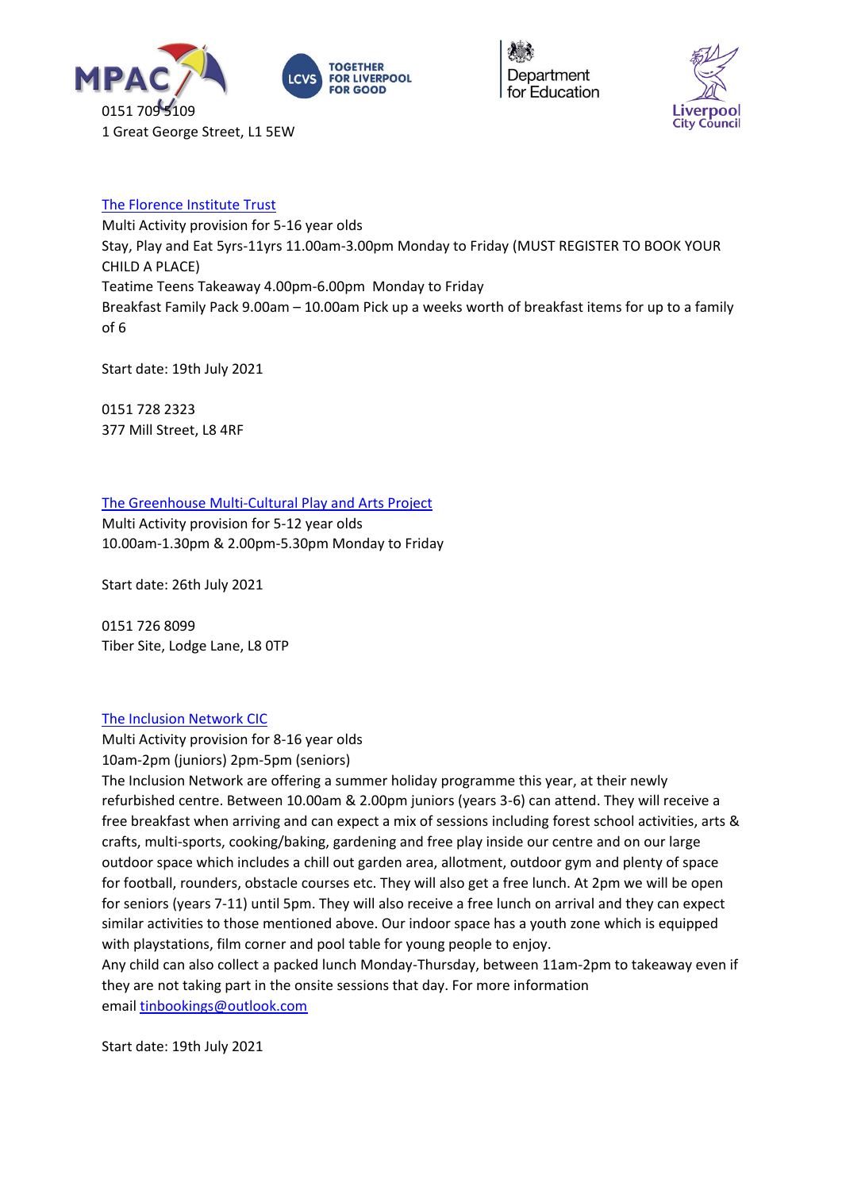0151 709 5109
1 Great George Street, L1 5EW

[The Florence Institute Trust]
Multi Activity provision for 5-16 year olds
Stay, Play and Eat 5yrs-11yrs 11.00am-3.00pm Monday to Friday (MUST REGISTER TO BOOK YOUR CHILD A PLACE)
Teatime Teens Takeaway 4.00pm-6.00pm Monday to Friday
Breakfast Family Pack 9.00am – 10.00am Pick up a weeks worth of breakfast items for up to a family of 6

Start date: 19th July 2021

0151 728 2323
377 Mill Street, L8 4RF

[The Greenhouse Multi-Cultural Play and Arts Project]
Multi Activity provision for 5-12 year olds
10.00am-1.30pm & 2.00pm-5.30pm Monday to Friday

Start date: 26th July 2021

0151 726 8099
Tiber Site, Lodge Lane, L8 0TP

[The Inclusion Network CIC]
Multi Activity provision for 8-16 year olds
10am-2pm (juniors) 2pm-5pm (seniors)
The Inclusion Network are offering a summer holiday programme this year, at their newly refurbished centre. Between 10.00am & 2.00pm juniors (years 3-6) can attend. They will receive a free breakfast when arriving and can expect a mix of sessions including forest school activities, arts & crafts, multi-sports, cooking/baking, gardening and free play inside our centre and on our large outdoor space which includes a chill out garden area, allotment, outdoor gym and plenty of space for football, rounders, obstacle courses etc. They will also get a free lunch. At 2pm we will be open for seniors (years 7-11) until 5pm. They will also receive a free lunch on arrival and they can expect similar activities to those mentioned above. Our indoor space has a youth zone which is equipped with playstations, film corner and pool table for young people to enjoy.
Any child can also collect a packed lunch Monday-Thursday, between 11am-2pm to takeaway even if they are not taking part in the onsite sessions that day. For more information email tinbookings@outlook.com

Start date: 19th July 2021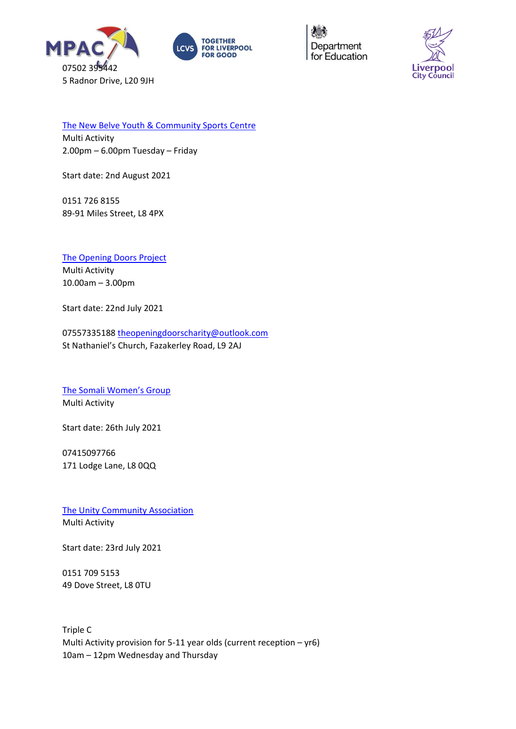07502 395442
5 Radnor Drive, L20 9JH

The New Belve Youth & Community Sports Centre
Multi Activity
2.00pm – 6.00pm Tuesday – Friday

Start date: 2nd August 2021

0151 726 8155
89-91 Miles Street, L8 4PX

The Opening Doors Project
Multi Activity
10.00am – 3.00pm

Start date: 22nd July 2021

07557335188 theopeningdoorscharity@outlook.com
St Nathaniel's Church, Fazakerley Road, L9 2AJ

The Somali Women's Group
Multi Activity

Start date: 26th July 2021

07415097766
171 Lodge Lane, L8 0QQ

The Unity Community Association
Multi Activity

Start date: 23rd July 2021

0151 709 5153
49 Dove Street, L8 0TU

Triple C
Multi Activity provision for 5-11 year olds (current reception – yr6)
10am – 12pm Wednesday and Thursday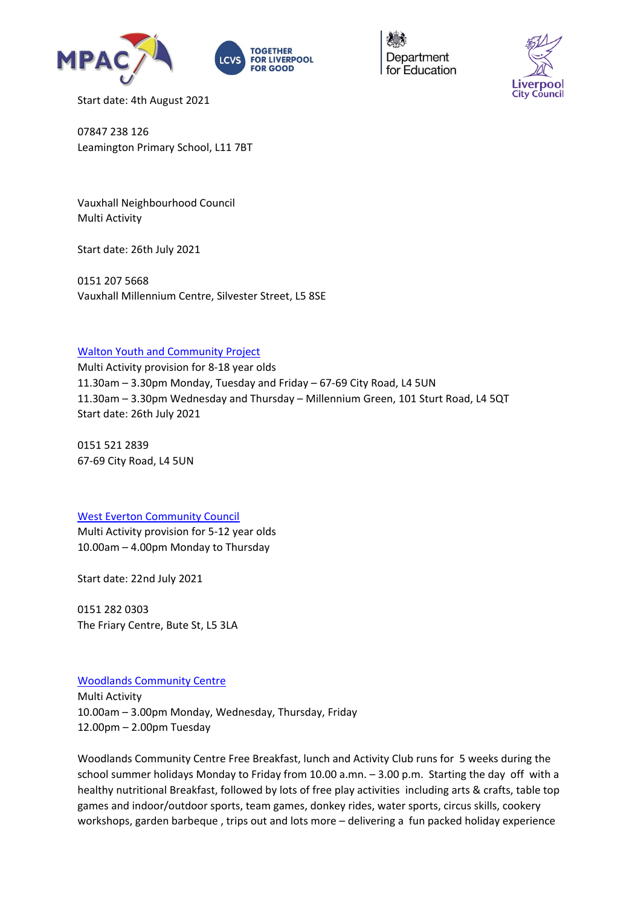Start date: 4th August 2021

07847 238 126
Leamington Primary School, L11 7BT

Vauxhall Neighbourhood Council
Multi Activity

Start date: 26th July 2021

0151 207 5668
Vauxhall Millennium Centre, Silvester Street, L5 8SE

Walton Youth and Community Project
Multi Activity provision for 8-18 year olds
11.30am – 3.30pm Monday, Tuesday and Friday – 67-69 City Road, L4 5UN
11.30am – 3.30pm Wednesday and Thursday – Millennium Green, 101 Sturt Road, L4 5QT
Start date: 26th July 2021

0151 521 2839
67-69 City Road, L4 5UN

West Everton Community Council
Multi Activity provision for 5-12 year olds
10.00am – 4.00pm Monday to Thursday

Start date: 22nd July 2021

0151 282 0303
The Friary Centre, Bute St, L5 3LA

Woodlands Community Centre
Multi Activity
10.00am – 3.00pm Monday, Wednesday, Thursday, Friday
12.00pm – 2.00pm Tuesday

Woodlands Community Centre Free Breakfast, lunch and Activity Club runs for 5 weeks during the school summer holidays Monday to Friday from 10.00 a.mn. – 3.00 p.m. Starting the day off with a healthy nutritional Breakfast, followed by lots of free play activities including arts & crafts, table top games and indoor/outdoor sports, team games, donkey rides, water sports, circus skills, cookery workshops, garden barbeque , trips out and lots more – delivering a fun packed holiday experience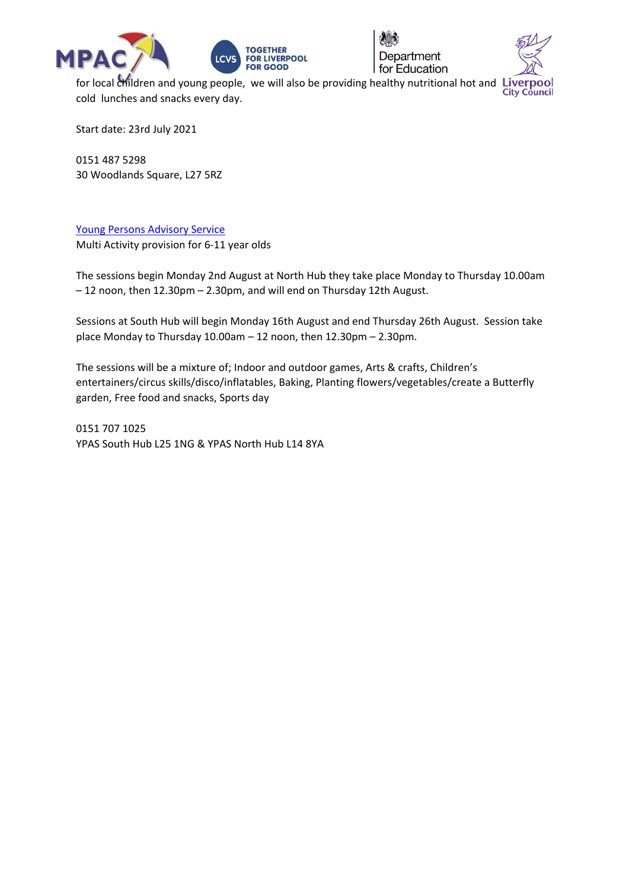for local children and young people, we will also be providing healthy nutritional hot and cold lunches and snacks every day.

Start date: 23rd July 2021

0151 487 5298
30 Woodlands Square, L27 5RZ

Young Persons Advisory Service
Multi Activity provision for 6-11 year olds

The sessions begin Monday 2nd August at North Hub they take place Monday to Thursday 10.00am – 12 noon, then 12.30pm – 2.30pm, and will end on Thursday 12th August.

Sessions at South Hub will begin Monday 16th August and end Thursday 26th August. Session take place Monday to Thursday 10.00am – 12 noon, then 12.30pm – 2.30pm.

The sessions will be a mixture of; Indoor and outdoor games, Arts & crafts, Children's entertainers/circus skills/disco/inflatables, Baking, Planting flowers/vegetables/create a Butterfly garden, Free food and snacks, Sports day

0151 707 1025
YPAS South Hub L25 1NG & YPAS North Hub L14 8YA